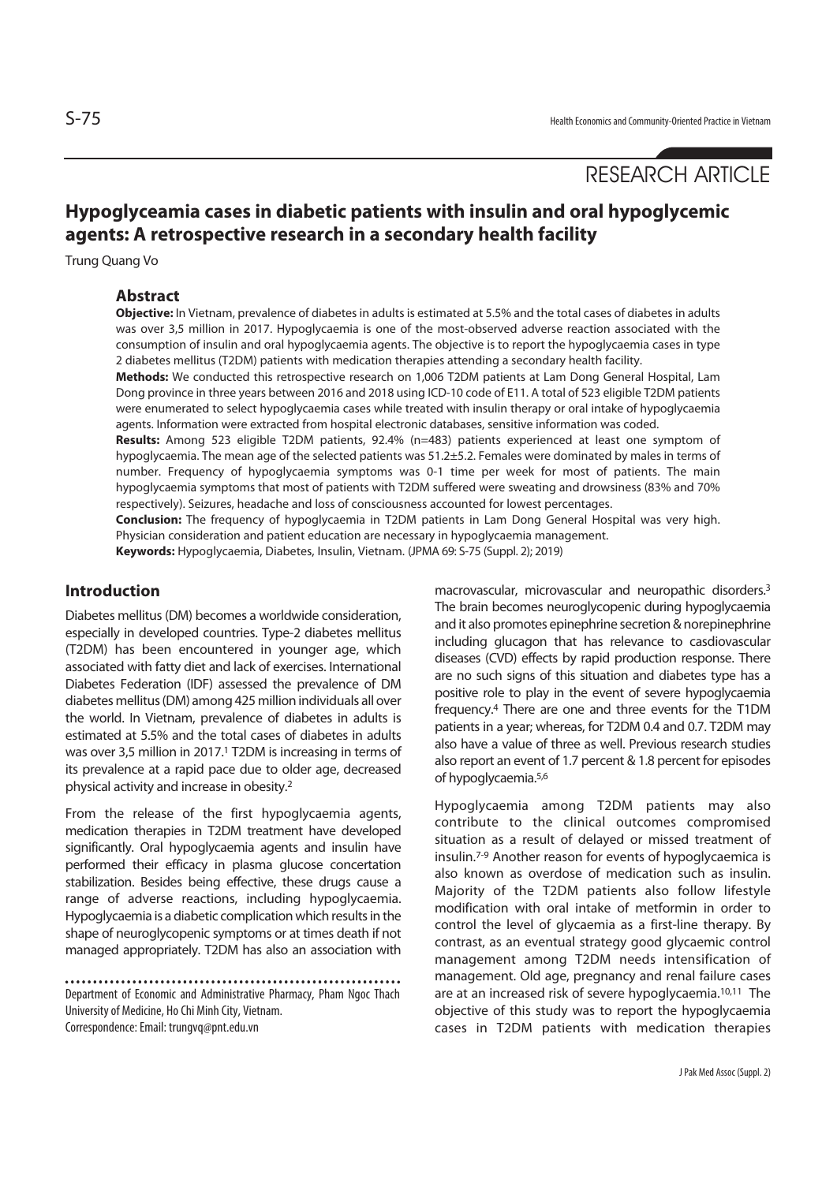RESEARCH ARTICLE

# Hypoglyceamia cases in diabetic patients with insulin and oral hypoglycemic agents: A retrospective research in a secondary health facility

Trung Quang Vo

## Abstract

**Objective:** In Vietnam, prevalence of diabetes in adults is estimated at 5.5% and the total cases of diabetes in adults was over 3,5 million in 2017. Hypoglycaemia is one of the most-observed adverse reaction associated with the consumption of insulin and oral hypoglycaemia agents. The objective is to report the hypoglycaemia cases in type 2 diabetes mellitus (T2DM) patients with medication therapies attending a secondary health facility.

**Methods:** We conducted this retrospective research on 1,006 T2DM patients at Lam Dong General Hospital, Lam Dong province in three years between 2016 and 2018 using ICD-10 code of E11. A total of 523 eligible T2DM patients were enumerated to select hypoglycaemia cases while treated with insulin therapy or oral intake of hypoglycaemia agents. Information were extracted from hospital electronic databases, sensitive information was coded.

**Results:** Among 523 eligible T2DM patients, 92.4% (n=483) patients experienced at least one symptom of hypoglycaemia. The mean age of the selected patients was 51.2±5.2. Females were dominated by males in terms of number. Frequency of hypoglycaemia symptoms was 0-1 time per week for most of patients. The main hypoglycaemia symptoms that most of patients with T2DM suffered were sweating and drowsiness (83% and 70% respectively). Seizures, headache and loss of consciousness accounted for lowest percentages.

**Conclusion:** The frequency of hypoglycaemia in T2DM patients in Lam Dong General Hospital was very high. Physician consideration and patient education are necessary in hypoglycaemia management.

**Keywords:** Hypoglycaemia, Diabetes, Insulin, Vietnam. (JPMA 69: S-75 (Suppl. 2); 2019)

## Introduction

Diabetes mellitus (DM) becomes a worldwide consideration, especially in developed countries. Type-2 diabetes mellitus (T2DM) has been encountered in younger age, which associated with fatty diet and lack of exercises. International Diabetes Federation (IDF) assessed the prevalence of DM diabetes mellitus (DM) among 425 million individuals all over the world. In Vietnam, prevalence of diabetes in adults is estimated at 5.5% and the total cases of diabetes in adults was over 3,5 million in 2017.[1] T2DM is increasing in terms of its prevalence at a rapid pace due to older age, decreased physical activity and increase in obesity.[2]

From the release of the first hypoglycaemia agents, medication therapies in T2DM treatment have developed significantly. Oral hypoglycaemia agents and insulin have performed their efficacy in plasma glucose concertation stabilization. Besides being effective, these drugs cause a range of adverse reactions, including hypoglycaemia. Hypoglycaemia is a diabetic complication which results in the shape of neuroglycopenic symptoms or at times death if not managed appropriately. T2DM has also an association with macrovascular, microvascular and neuropathic disorders.[3] The brain becomes neuroglycopenic during hypoglycaemia and it also promotes epinephrine secretion & norepinephrine including glucagon that has relevance to casdiovascular diseases (CVD) effects by rapid production response. There are no such signs of this situation and diabetes type has a positive role to play in the event of severe hypoglycaemia frequency.[4] There are one and three events for the T1DM patients in a year; whereas, for T2DM 0.4 and 0.7. T2DM may also have a value of three as well. Previous research studies also report an event of 1.7 percent & 1.8 percent for episodes of hypoglycaemia.[5,6]

Hypoglycaemia among T2DM patients may also contribute to the clinical outcomes compromised situation as a result of delayed or missed treatment of insulin.[7-9] Another reason for events of hypoglycaemica is also known as overdose of medication such as insulin. Majority of the T2DM patients also follow lifestyle modification with oral intake of metformin in order to control the level of glycaemia as a first-line therapy. By contrast, as an eventual strategy good glycaemic control management among T2DM needs intensification of management. Old age, pregnancy and renal failure cases are at an increased risk of severe hypoglycaemia.[10,11] The objective of this study was to report the hypoglycaemia cases in T2DM patients with medication therapies

Department of Economic and Administrative Pharmacy, Pham Ngoc Thach University of Medicine, Ho Chi Minh City, Vietnam.
Correspondence: Email: trungvq@pnt.edu.vn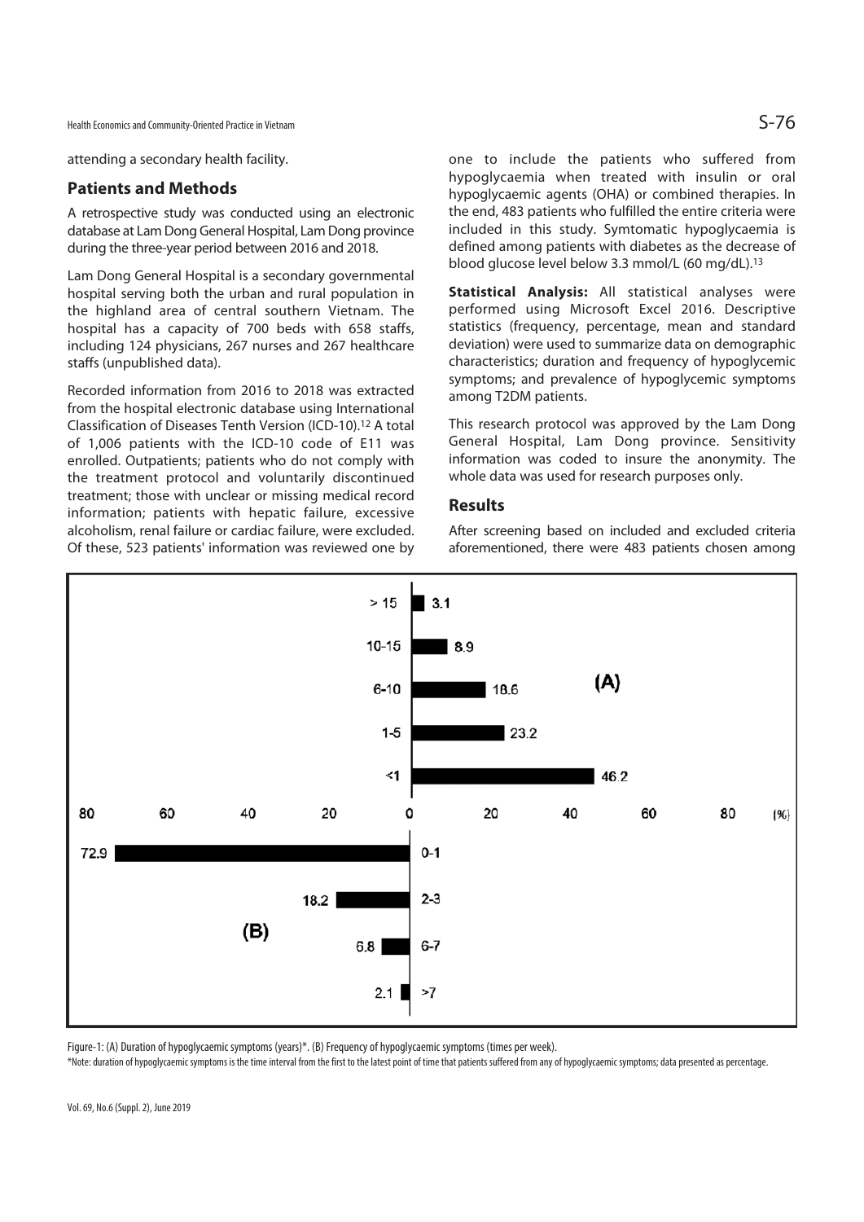attending a secondary health facility.

## Patients and Methods

A retrospective study was conducted using an electronic database at Lam Dong General Hospital, Lam Dong province during the three-year period between 2016 and 2018.

Lam Dong General Hospital is a secondary governmental hospital serving both the urban and rural population in the highland area of central southern Vietnam. The hospital has a capacity of 700 beds with 658 staffs, including 124 physicians, 267 nurses and 267 healthcare staffs (unpublished data).

Recorded information from 2016 to 2018 was extracted from the hospital electronic database using International Classification of Diseases Tenth Version (ICD-10).[12] A total of 1,006 patients with the ICD-10 code of E11 was enrolled. Outpatients; patients who do not comply with the treatment protocol and voluntarily discontinued treatment; those with unclear or missing medical record information; patients with hepatic failure, excessive alcoholism, renal failure or cardiac failure, were excluded. Of these, 523 patients' information was reviewed one by one to include the patients who suffered from hypoglycaemia when treated with insulin or oral hypoglycaemic agents (OHA) or combined therapies. In the end, 483 patients who fulfilled the entire criteria were included in this study. Symtomatic hypoglycaemia is defined among patients with diabetes as the decrease of blood glucose level below 3.3 mmol/L (60 mg/dL).[13]

**Statistical Analysis:** All statistical analyses were performed using Microsoft Excel 2016. Descriptive statistics (frequency, percentage, mean and standard deviation) were used to summarize data on demographic characteristics; duration and frequency of hypoglycemic symptoms; and prevalence of hypoglycemic symptoms among T2DM patients.

This research protocol was approved by the Lam Dong General Hospital, Lam Dong province. Sensitivity information was coded to insure the anonymity. The whole data was used for research purposes only.

## Results

After screening based on included and excluded criteria aforementioned, there were 483 patients chosen among

(A)
> 15 3.1
10-15 8.9
6-10 18.6
1-5 23.2
<1 46.2

80 60 40 20 0 20 40 60 80 (%)

(B)
72.9 0-1
18.2 2-3
6.8 6-7
2.1 >7

Figure-1: (A) Duration of hypoglycaemic symptoms (years)*. (B) Frequency of hypoglycaemic symptoms (times per week).

*Note: duration of hypoglycaemic symptoms is the time interval from the first to the latest point of time that patients suffered from any of hypoglycaemic symptoms; data presented as percentage.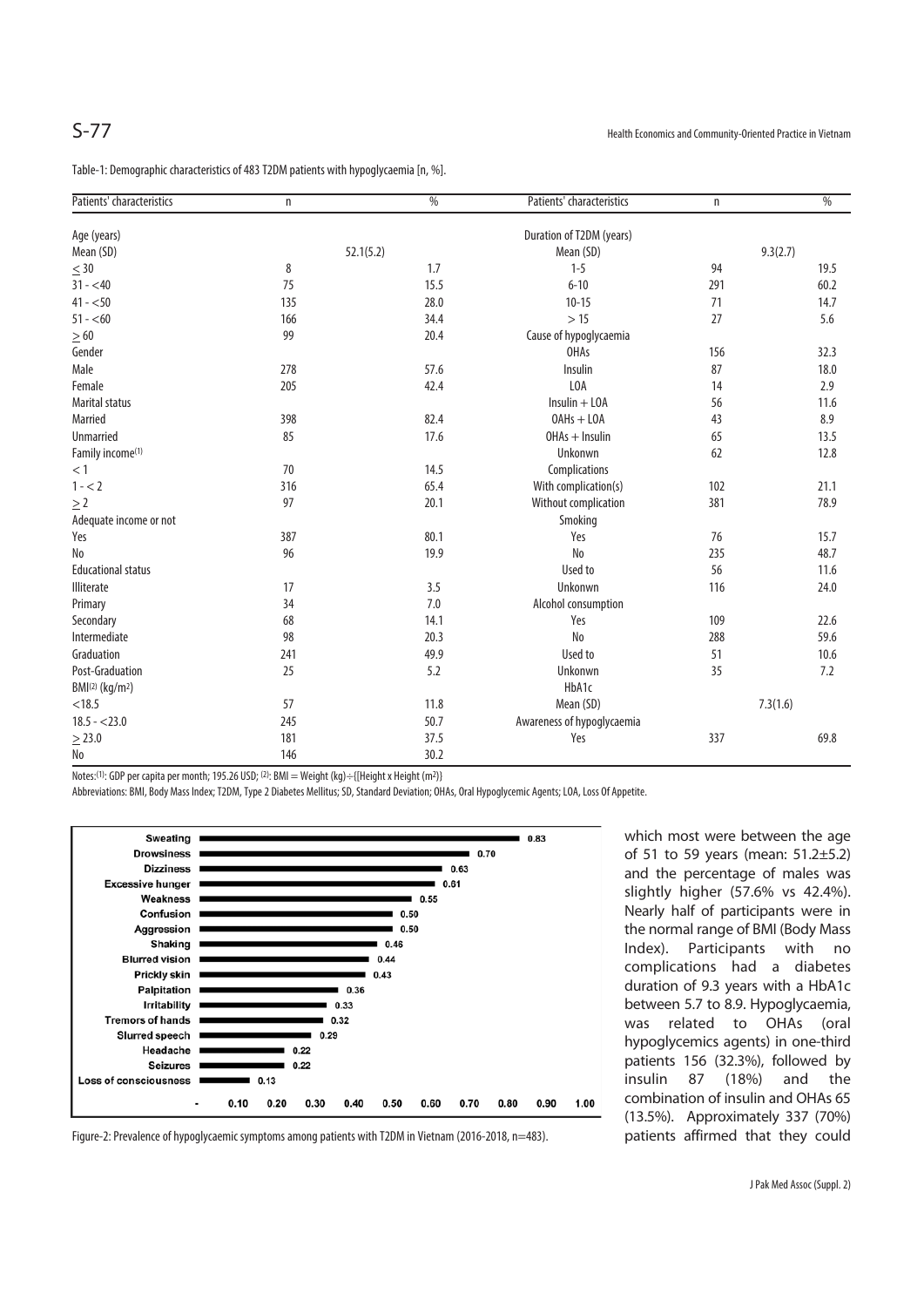Table-1: Demographic characteristics of 483 T2DM patients with hypoglycaemia [n, %].

| Patients' characteristics | n | % | Patients' characteristics | n | % |
|---|---|---|---|---|---|
| Age (years) | | | Duration of T2DM (years) | | |
| Mean (SD) | 52.1(5.2) | | Mean (SD) | 9.3(2.7) | |
| ≤ 30 | 8 | 1.7 | 1-5 | 94 | 19.5 |
| 31 - <40 | 75 | 15.5 | 6-10 | 291 | 60.2 |
| 41 - <50 | 135 | 28.0 | 10-15 | 71 | 14.7 |
| 51 - <60 | 166 | 34.4 | > 15 | 27 | 5.6 |
| ≥ 60 | 99 | 20.4 | Cause of hypoglycaemia | | |
| Gender | | | OHAs | 156 | 32.3 |
| Male | 278 | 57.6 | Insulin | 87 | 18.0 |
| Female | 205 | 42.4 | LOA | 14 | 2.9 |
| Marital status | | | Insulin + LOA | 56 | 11.6 |
| Married | 398 | 82.4 | OAHs + LOA | 43 | 8.9 |
| Unmarried | 85 | 17.6 | OHAs + Insulin | 65 | 13.5 |
| Family income[(1)] | | | Unkonwn | 62 | 12.8 |
| < 1 | 70 | 14.5 | Complications | | |
| 1 - < 2 | 316 | 65.4 | With complication(s) | 102 | 21.1 |
| ≥ 2 | 97 | 20.1 | Without complication | 381 | 78.9 |
| Adequate income or not | | | Smoking | | |
| Yes | 387 | 80.1 | Yes | 76 | 15.7 |
| No | 96 | 19.9 | No | 235 | 48.7 |
| Educational status | | | Used to | 56 | 11.6 |
| Illiterate | 17 | 3.5 | Unkonwn | 116 | 24.0 |
| Primary | 34 | 7.0 | Alcohol consumption | | |
| Secondary | 68 | 14.1 | Yes | 109 | 22.6 |
| Intermediate | 98 | 20.3 | No | 288 | 59.6 |
| Graduation | 241 | 49.9 | Used to | 51 | 10.6 |
| Post-Graduation | 25 | 5.2 | Unkonwn | 35 | 7.2 |
| BMI[(2)] ($kg/m^2$) | | | HbA1c | | |
| <18.5 | 57 | 11.8 | Mean (SD) | 7.3(1.6) | |
| 18.5 - <23.0 | 245 | 50.7 | Awareness of hypoglycaemia | | |
| ≥ 23.0 | 181 | 37.5 | Yes | 337 | 69.8 |
| | | | No | 146 | 30.2 |

Notes:[(1)]: GDP per capita per month; 195.26 USD; [(2)]: BMI = Weight (kg)÷{[Height x Height ($m^2$)}

Abbreviations: BMI, Body Mass Index; T2DM, Type 2 Diabetes Mellitus; SD, Standard Deviation; OHAs, Oral Hypoglycemic Agents; LOA, Loss Of Appetite.

Sweating 0.83
Drowsiness 0.70
Dizziness 0.63
Excessive hunger 0.61
Weakness 0.55
Confusion 0.50
Aggression 0.50
Shaking 0.46
Blurred vision 0.44
Prickly skin 0.43
Palpitation 0.36
Irritability 0.33
Tremors of hands 0.32
Slurred speech 0.29
Headache 0.22
Seizures 0.22
Loss of consciousness 0.13

- 0.10 0.20 0.30 0.40 0.50 0.60 0.70 0.80 0.90 1.00

Figure-2: Prevalence of hypoglycaemic symptoms among patients with T2DM in Vietnam (2016-2018, n=483).

which most were between the age of 51 to 59 years (mean: 51.2±5.2) and the percentage of males was slightly higher (57.6% vs 42.4%). Nearly half of participants were in the normal range of BMI (Body Mass Index). Participants with no complications had a diabetes duration of 9.3 years with a HbA1c between 5.7 to 8.9. Hypoglycaemia, was related to OHAs (oral hypoglycemics agents) in one-third patients 156 (32.3%), followed by insulin 87 (18%) and the combination of insulin and OHAs 65 (13.5%). Approximately 337 (70%) patients affirmed that they could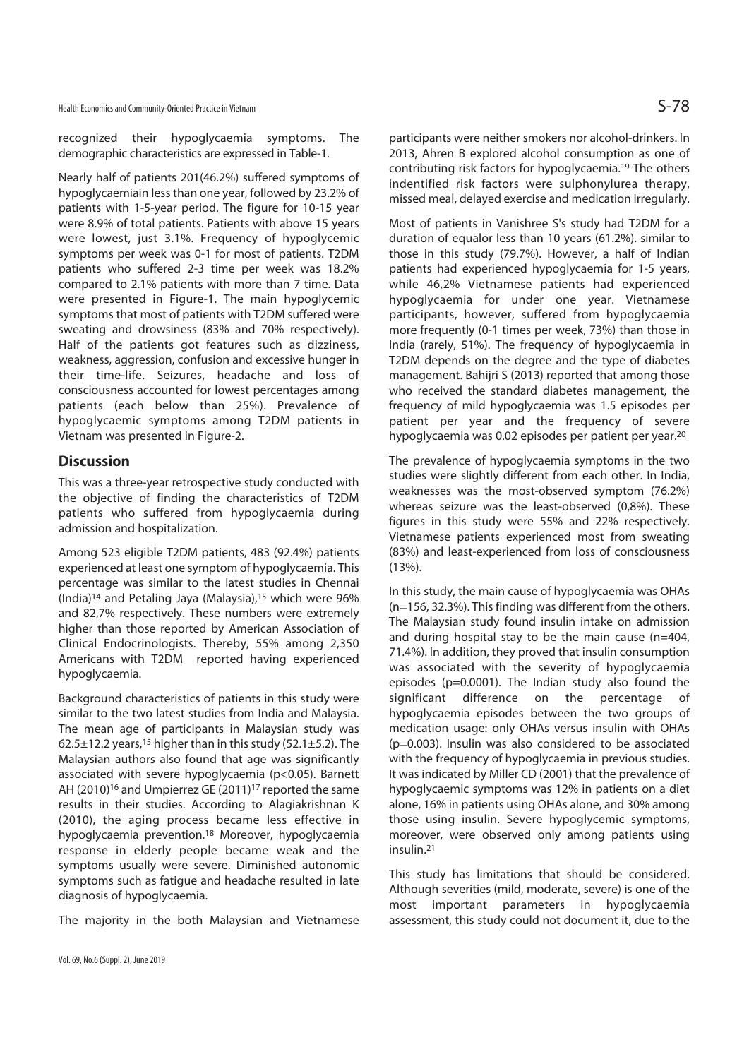recognized their hypoglycaemia symptoms. The demographic characteristics are expressed in Table-1.

Nearly half of patients 201(46.2%) suffered symptoms of hypoglycaemiain less than one year, followed by 23.2% of patients with 1-5-year period. The figure for 10-15 year were 8.9% of total patients. Patients with above 15 years were lowest, just 3.1%. Frequency of hypoglycemic symptoms per week was 0-1 for most of patients. T2DM patients who suffered 2-3 time per week was 18.2% compared to 2.1% patients with more than 7 time. Data were presented in Figure-1. The main hypoglycemic symptoms that most of patients with T2DM suffered were sweating and drowsiness (83% and 70% respectively). Half of the patients got features such as dizziness, weakness, aggression, confusion and excessive hunger in their time-life. Seizures, headache and loss of consciousness accounted for lowest percentages among patients (each below than 25%). Prevalence of hypoglycaemic symptoms among T2DM patients in Vietnam was presented in Figure-2.

## Discussion

This was a three-year retrospective study conducted with the objective of finding the characteristics of T2DM patients who suffered from hypoglycaemia during admission and hospitalization.

Among 523 eligible T2DM patients, 483 (92.4%) patients experienced at least one symptom of hypoglycaemia. This percentage was similar to the latest studies in Chennai (India)[14] and Petaling Jaya (Malaysia),[15] which were 96% and 82,7% respectively. These numbers were extremely higher than those reported by American Association of Clinical Endocrinologists. Thereby, 55% among 2,350 Americans with T2DM reported having experienced hypoglycaemia.

Background characteristics of patients in this study were similar to the two latest studies from India and Malaysia. The mean age of participants in Malaysian study was 62.5±12.2 years,[15] higher than in this study (52.1±5.2). The Malaysian authors also found that age was significantly associated with severe hypoglycaemia ($p<0.05$). Barnett AH (2010)[16] and Umpierrez GE (2011)[17] reported the same results in their studies. According to Alagiakrishnan K (2010), the aging process became less effective in hypoglycaemia prevention.[18] Moreover, hypoglycaemia response in elderly people became weak and the symptoms usually were severe. Diminished autonomic symptoms such as fatigue and headache resulted in late diagnosis of hypoglycaemia.

The majority in the both Malaysian and Vietnamese participants were neither smokers nor alcohol-drinkers. In 2013, Ahren B explored alcohol consumption as one of contributing risk factors for hypoglycaemia.[19] The others indentified risk factors were sulphonylurea therapy, missed meal, delayed exercise and medication irregularly.

Most of patients in Vanishree S's study had T2DM for a duration of equalor less than 10 years (61.2%). similar to those in this study (79.7%). However, a half of Indian patients had experienced hypoglycaemia for 1-5 years, while 46,2% Vietnamese patients had experienced hypoglycaemia for under one year. Vietnamese participants, however, suffered from hypoglycaemia more frequently (0-1 times per week, 73%) than those in India (rarely, 51%). The frequency of hypoglycaemia in T2DM depends on the degree and the type of diabetes management. Bahijri S (2013) reported that among those who received the standard diabetes management, the frequency of mild hypoglycaemia was 1.5 episodes per patient per year and the frequency of severe hypoglycaemia was 0.02 episodes per patient per year.[20]

The prevalence of hypoglycaemia symptoms in the two studies were slightly different from each other. In India, weaknesses was the most-observed symptom (76.2%) whereas seizure was the least-observed (0,8%). These figures in this study were 55% and 22% respectively. Vietnamese patients experienced most from sweating (83%) and least-experienced from loss of consciousness (13%).

In this study, the main cause of hypoglycaemia was OHAs (n=156, 32.3%). This finding was different from the others. The Malaysian study found insulin intake on admission and during hospital stay to be the main cause (n=404, 71.4%). In addition, they proved that insulin consumption was associated with the severity of hypoglycaemia episodes ($p=0.0001$). The Indian study also found the significant difference on the percentage of hypoglycaemia episodes between the two groups of medication usage: only OHAs versus insulin with OHAs ($p=0.003$). Insulin was also considered to be associated with the frequency of hypoglycaemia in previous studies. It was indicated by Miller CD (2001) that the prevalence of hypoglycaemic symptoms was 12% in patients on a diet alone, 16% in patients using OHAs alone, and 30% among those using insulin. Severe hypoglycemic symptoms, moreover, were observed only among patients using insulin.[21]

This study has limitations that should be considered. Although severities (mild, moderate, severe) is one of the most important parameters in hypoglycaemia assessment, this study could not document it, due to the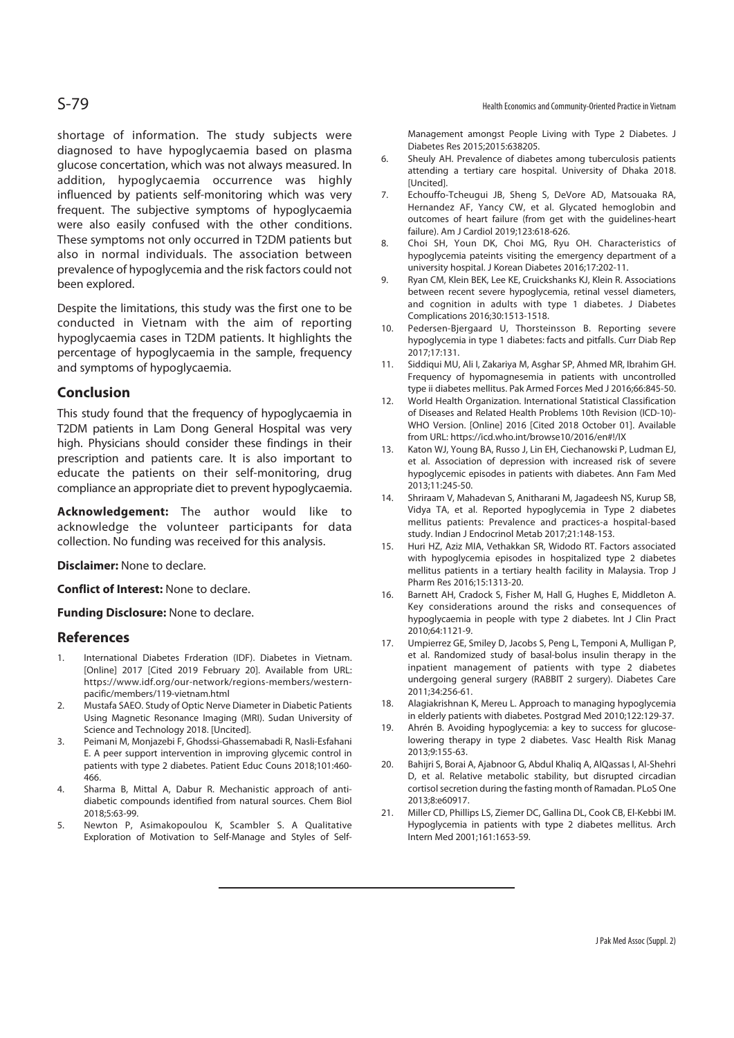shortage of information. The study subjects were diagnosed to have hypoglycaemia based on plasma glucose concertation, which was not always measured. In addition, hypoglycaemia occurrence was highly influenced by patients self-monitoring which was very frequent. The subjective symptoms of hypoglycaemia were also easily confused with the other conditions. These symptoms not only occurred in T2DM patients but also in normal individuals. The association between prevalence of hypoglycemia and the risk factors could not been explored.

Despite the limitations, this study was the first one to be conducted in Vietnam with the aim of reporting hypoglycaemia cases in T2DM patients. It highlights the percentage of hypoglycaemia in the sample, frequency and symptoms of hypoglycaemia.

## Conclusion

This study found that the frequency of hypoglycaemia in T2DM patients in Lam Dong General Hospital was very high. Physicians should consider these findings in their prescription and patients care. It is also important to educate the patients on their self-monitoring, drug compliance an appropriate diet to prevent hypoglycaemia.

**Acknowledgement:** The author would like to acknowledge the volunteer participants for data collection. No funding was received for this analysis.

**Disclaimer:** None to declare.

**Conflict of Interest:** None to declare.

**Funding Disclosure:** None to declare.

## References

1. International Diabetes Frderation (IDF). Diabetes in Vietnam. [Online] 2017 [Cited 2019 February 20]. Available from URL: https://www.idf.org/our-network/regions-members/western-pacific/members/119-vietnam.html
2. Mustafa SAEO. Study of Optic Nerve Diameter in Diabetic Patients Using Magnetic Resonance Imaging (MRI). Sudan University of Science and Technology 2018. [Uncited].
3. Peimani M, Monjazebi F, Ghodssi-Ghassemabadi R, Nasli-Esfahani E. A peer support intervention in improving glycemic control in patients with type 2 diabetes. Patient Educ Couns 2018;101:460-466.
4. Sharma B, Mittal A, Dabur R. Mechanistic approach of anti-diabetic compounds identified from natural sources. Chem Biol 2018;5:63-99.
5. Newton P, Asimakopoulou K, Scambler S. A Qualitative Exploration of Motivation to Self-Manage and Styles of Self-Management amongst People Living with Type 2 Diabetes. J Diabetes Res 2015;2015:638205.
6. Sheuly AH. Prevalence of diabetes among tuberculosis patients attending a tertiary care hospital. University of Dhaka 2018. [Uncited].
7. Echouffo-Tcheugui JB, Sheng S, DeVore AD, Matsouaka RA, Hernandez AF, Yancy CW, et al. Glycated hemoglobin and outcomes of heart failure (from get with the guidelines-heart failure). Am J Cardiol 2019;123:618-626.
8. Choi SH, Youn DK, Choi MG, Ryu OH. Characteristics of hypoglycemia pateints visiting the emergency department of a university hospital. J Korean Diabetes 2016;17:202-11.
9. Ryan CM, Klein BEK, Lee KE, Cruickshanks KJ, Klein R. Associations between recent severe hypoglycemia, retinal vessel diameters, and cognition in adults with type 1 diabetes. J Diabetes Complications 2016;30:1513-1518.
10. Pedersen-Bjergaard U, Thorsteinsson B. Reporting severe hypoglycemia in type 1 diabetes: facts and pitfalls. Curr Diab Rep 2017;17:131.
11. Siddiqui MU, Ali I, Zakariya M, Asghar SP, Ahmed MR, Ibrahim GH. Frequency of hypomagnesemia in patients with uncontrolled type ii diabetes mellitus. Pak Armed Forces Med J 2016;66:845-50.
12. World Health Organization. International Statistical Classification of Diseases and Related Health Problems 10th Revision (ICD-10)-WHO Version. [Online] 2016 [Cited 2018 October 01]. Available from URL: https://icd.who.int/browse10/2016/en#!/IX
13. Katon WJ, Young BA, Russo J, Lin EH, Ciechanowski P, Ludman EJ, et al. Association of depression with increased risk of severe hypoglycemic episodes in patients with diabetes. Ann Fam Med 2013;11:245-50.
14. Shriraam V, Mahadevan S, Anitharani M, Jagadeesh NS, Kurup SB, Vidya TA, et al. Reported hypoglycemia in Type 2 diabetes mellitus patients: Prevalence and practices-a hospital-based study. Indian J Endocrinol Metab 2017;21:148-153.
15. Huri HZ, Aziz MIA, Vethakkan SR, Widodo RT. Factors associated with hypoglycemia episodes in hospitalized type 2 diabetes mellitus patients in a tertiary health facility in Malaysia. Trop J Pharm Res 2016;15:1313-20.
16. Barnett AH, Cradock S, Fisher M, Hall G, Hughes E, Middleton A. Key considerations around the risks and consequences of hypoglycaemia in people with type 2 diabetes. Int J Clin Pract 2010;64:1121-9.
17. Umpierrez GE, Smiley D, Jacobs S, Peng L, Temponi A, Mulligan P, et al. Randomized study of basal-bolus insulin therapy in the inpatient management of patients with type 2 diabetes undergoing general surgery (RABBIT 2 surgery). Diabetes Care 2011;34:256-61.
18. Alagiakrishnan K, Mereu L. Approach to managing hypoglycemia in elderly patients with diabetes. Postgrad Med 2010;122:129-37.
19. Ahrén B. Avoiding hypoglycemia: a key to success for glucose-lowering therapy in type 2 diabetes. Vasc Health Risk Manag 2013;9:155-63.
20. Bahijri S, Borai A, Ajabnoor G, Abdul Khaliq A, AlQassas I, Al-Shehri D, et al. Relative metabolic stability, but disrupted circadian cortisol secretion during the fasting month of Ramadan. PLoS One 2013;8:e60917.
21. Miller CD, Phillips LS, Ziemer DC, Gallina DL, Cook CB, El-Kebbi IM. Hypoglycemia in patients with type 2 diabetes mellitus. Arch Intern Med 2001;161:1653-59.